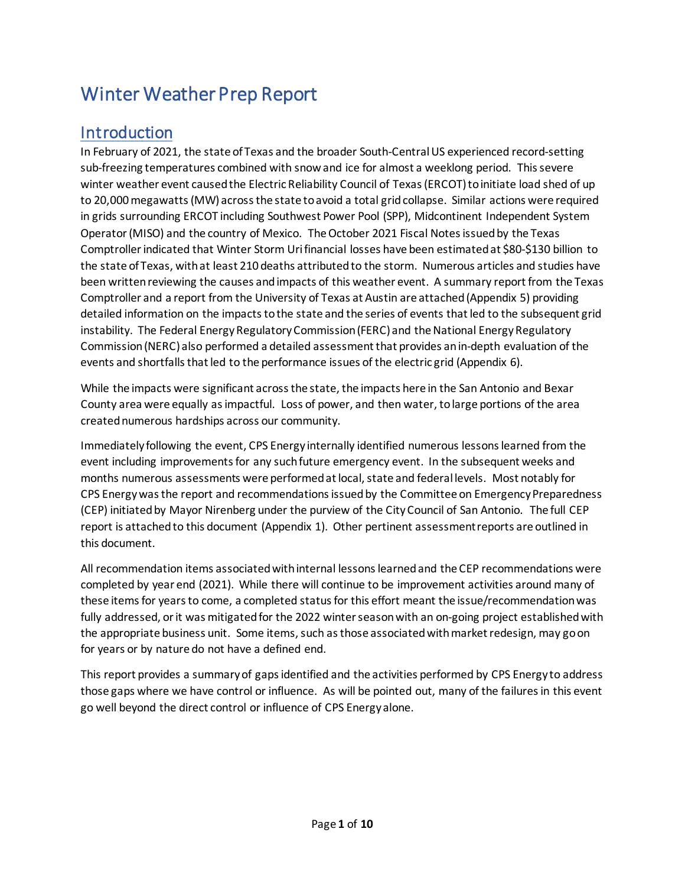# Winter Weather Prep Report

## Introduction

In February of 2021, the state of Texas and the broader South-Central US experienced record-setting sub-freezing temperatures combined with snow and ice for almost a weeklong period. This severe winter weather event caused the Electric Reliability Council of Texas (ERCOT) to initiate load shed of up to 20,000 megawatts (MW) across the state to avoid a total grid collapse. Similar actions were required in grids surrounding ERCOT including Southwest Power Pool (SPP), Midcontinent Independent System Operator (MISO) and the country of Mexico. The October 2021 Fiscal Notes issued by the Texas Comptroller indicated that Winter Storm Uri financial losses have been estimated at $80-$130 billion to the state of Texas, with at least 210 deaths attributed to the storm. Numerous articles and studies have been written reviewing the causes and impacts of this weather event. A summary report from the Texas Comptroller and a report from the University of Texas at Austin are attached (Appendix 5) providing detailed information on the impacts to the state and the series of events that led to the subsequent grid instability. The Federal Energy Regulatory Commission (FERC) and the National Energy Regulatory Commission (NERC) also performed a detailed assessment that provides an in-depth evaluation of the events and shortfalls that led to the performance issues of the electric grid (Appendix 6).

While the impacts were significant across the state, the impacts here in the San Antonio and Bexar County area were equally as impactful. Loss of power, and then water, to large portions of the area created numerous hardships across our community.

Immediately following the event, CPS Energy internally identified numerous lessons learned from the event including improvements for any such future emergency event. In the subsequent weeks and months numerous assessments were performed at local, state and federal levels. Most notably for CPS Energy was the report and recommendations issued by the Committee on Emergency Preparedness (CEP) initiated by Mayor Nirenberg under the purview of the City Council of San Antonio. The full CEP report is attached to this document (Appendix 1). Other pertinent assessment reports are outlined in this document.

All recommendation items associated with internal lessons learned and the CEP recommendations were completed by year end (2021). While there will continue to be improvement activities around many of these items for years to come, a completed status for this effort meant the issue/recommendation was fully addressed, or it was mitigated for the 2022 winter season with an on-going project established with the appropriate business unit. Some items, such as those associated with market redesign, may go on for years or by nature do not have a defined end.

This report provides a summary of gaps identified and the activities performed by CPS Energy to address those gaps where we have control or influence. As will be pointed out, many of the failures in this event go well beyond the direct control or influence of CPS Energy alone.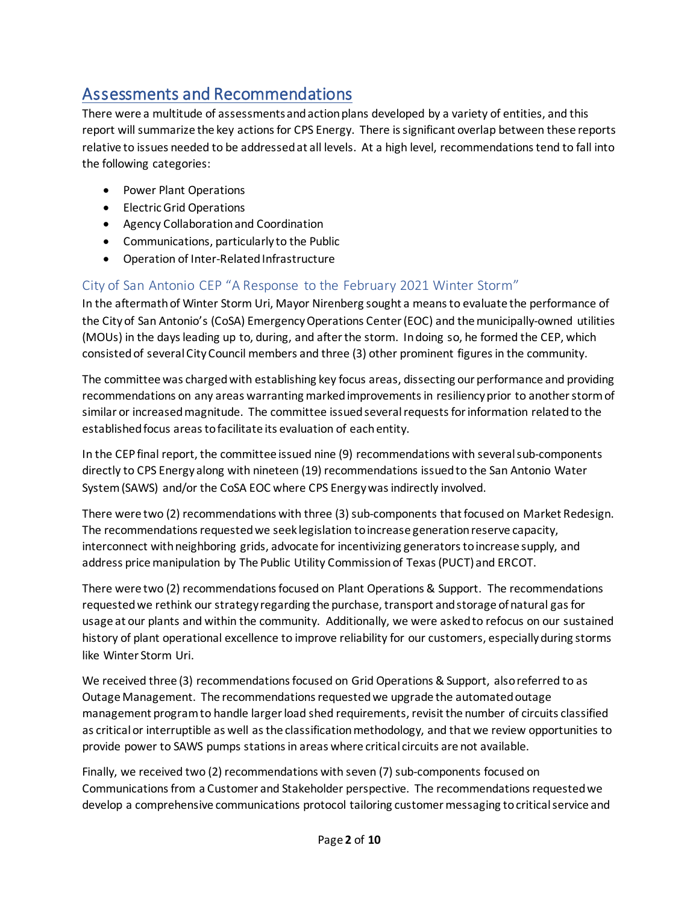## Assessments and Recommendations

There were a multitude of assessments and action plans developed by a variety of entities, and this report will summarize the key actions for CPS Energy. There is significant overlap between these reports relative to issues needed to be addressed at all levels. At a high level, recommendations tend to fall into the following categories:

- Power Plant Operations
- Electric Grid Operations
- Agency Collaboration and Coordination
- Communications, particularly to the Public
- Operation of Inter-Related Infrastructure

### City of San Antonio CEP "A Response to the February 2021 Winter Storm"

In the aftermath of Winter Storm Uri, Mayor Nirenberg sought a means to evaluate the performance of the City of San Antonio's (CoSA) Emergency Operations Center (EOC) and the municipally-owned utilities (MOUs) in the days leading up to, during, and after the storm. In doing so, he formed the CEP, which consisted of several City Council members and three (3) other prominent figures in the community.

The committee was charged with establishing key focus areas, dissecting our performance and providing recommendations on any areas warranting marked improvements in resiliency prior to another storm of similar or increased magnitude. The committee issued several requests for information related to the established focus areas to facilitate its evaluation of each entity.

In the CEP final report, the committee issued nine (9) recommendations with several sub-components directly to CPS Energy along with nineteen (19) recommendations issued to the San Antonio Water System (SAWS) and/or the CoSA EOC where CPS Energy was indirectly involved.

There were two (2) recommendations with three (3) sub-components that focused on Market Redesign. The recommendations requested we seek legislation to increase generation reserve capacity, interconnect with neighboring grids, advocate for incentivizing generators to increase supply, and address price manipulation by The Public Utility Commission of Texas (PUCT) and ERCOT.

There were two (2) recommendations focused on Plant Operations & Support. The recommendations requested we rethink our strategy regarding the purchase, transport and storage of natural gas for usage at our plants and within the community. Additionally, we were asked to refocus on our sustained history of plant operational excellence to improve reliability for our customers, especially during storms like Winter Storm Uri.

We received three (3) recommendations focused on Grid Operations & Support, also referred to as Outage Management. The recommendations requested we upgrade the automated outage management program to handle larger load shed requirements, revisit the number of circuits classified as critical or interruptible as well as the classification methodology, and that we review opportunities to provide power to SAWS pumps stations in areas where critical circuits are not available.

Finally, we received two (2) recommendations with seven (7) sub-components focused on Communications from a Customer and Stakeholder perspective. The recommendations requested we develop a comprehensive communications protocol tailoring customer messaging to critical service and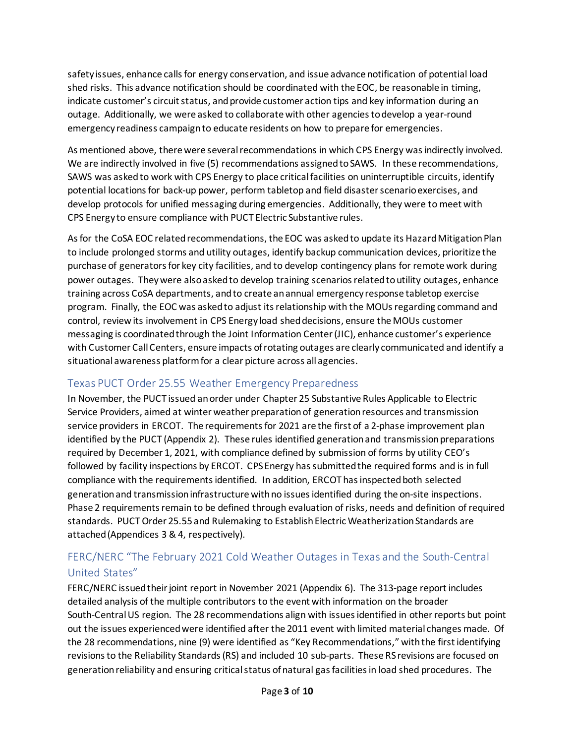safety issues, enhance calls for energy conservation, and issue advance notification of potential load shed risks. This advance notification should be coordinated with the EOC, be reasonable in timing, indicate customer's circuit status, and provide customer action tips and key information during an outage. Additionally, we were asked to collaborate with other agencies to develop a year-round emergency readiness campaign to educate residents on how to prepare for emergencies.

As mentioned above, there were several recommendations in which CPS Energy was indirectly involved. We are indirectly involved in five (5) recommendations assigned to SAWS. In these recommendations, SAWS was asked to work with CPS Energy to place critical facilities on uninterruptible circuits, identify potential locations for back-up power, perform tabletop and field disaster scenario exercises, and develop protocols for unified messaging during emergencies. Additionally, they were to meet with CPS Energy to ensure compliance with PUCT Electric Substantive rules.

As for the CoSA EOC related recommendations, the EOC was asked to update its Hazard Mitigation Plan to include prolonged storms and utility outages, identify backup communication devices, prioritize the purchase of generators for key city facilities, and to develop contingency plans for remote work during power outages. They were also asked to develop training scenarios related to utility outages, enhance training across CoSA departments, and to create an annual emergency response tabletop exercise program. Finally, the EOC was asked to adjust its relationship with the MOUs regarding command and control, review its involvement in CPS Energy load shed decisions, ensure the MOUs customer messaging is coordinated through the Joint Information Center (JIC), enhance customer's experience with Customer Call Centers, ensure impacts of rotating outages are clearly communicated and identify a situational awareness platform for a clear picture across all agencies.

## Texas PUCT Order 25.55 Weather Emergency Preparedness

In November, the PUCT issued an order under Chapter 25 Substantive Rules Applicable to Electric Service Providers, aimed at winter weather preparation of generation resources and transmission service providers in ERCOT. The requirements for 2021 are the first of a 2-phase improvement plan identified by the PUCT (Appendix 2). These rules identified generation and transmission preparations required by December 1, 2021, with compliance defined by submission of forms by utility CEO's followed by facility inspections by ERCOT. CPS Energy has submitted the required forms and is in full compliance with the requirements identified. In addition, ERCOT has inspected both selected generation and transmission infrastructure with no issues identified during the on-site inspections. Phase 2 requirements remain to be defined through evaluation of risks, needs and definition of required standards. PUCT Order 25.55 and Rulemaking to Establish Electric Weatherization Standards are attached (Appendices 3 & 4, respectively).

## FERC/NERC "The February 2021 Cold Weather Outages in Texas and the South-Central United States"

FERC/NERC issued their joint report in November 2021 (Appendix 6). The 313-page report includes detailed analysis of the multiple contributors to the event with information on the broader South-Central US region. The 28 recommendations align with issues identified in other reports but point out the issues experienced were identified after the 2011 event with limited material changes made. Of the 28 recommendations, nine (9) were identified as "Key Recommendations," with the first identifying revisions to the Reliability Standards (RS) and included 10 sub-parts. These RS revisions are focused on generation reliability and ensuring critical status of natural gas facilities in load shed procedures. The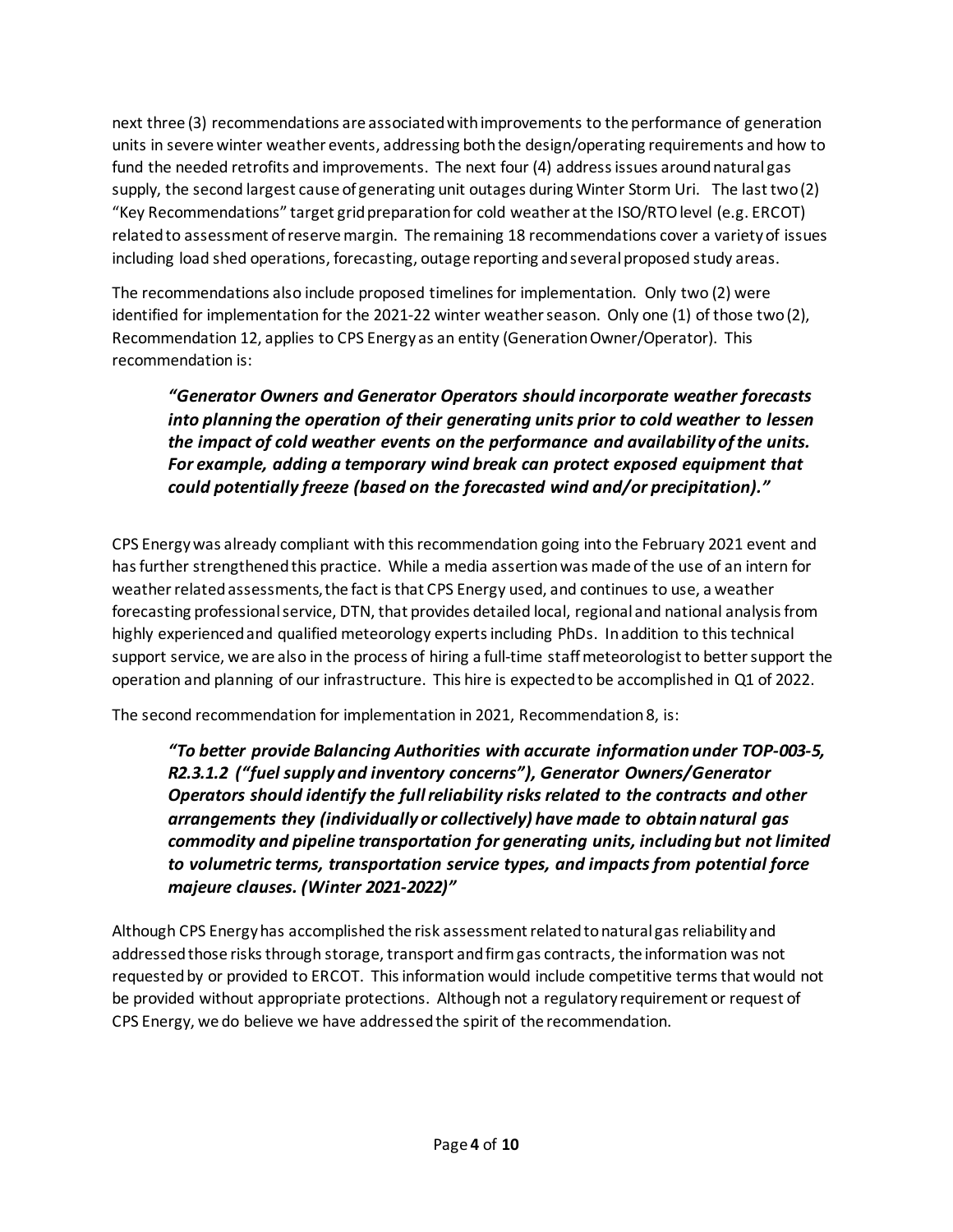next three (3) recommendations are associated with improvements to the performance of generation units in severe winter weather events, addressing both the design/operating requirements and how to fund the needed retrofits and improvements. The next four (4) address issues around natural gas supply, the second largest cause of generating unit outages during Winter Storm Uri. The last two (2) "Key Recommendations" target grid preparation for cold weather at the ISO/RTO level (e.g. ERCOT) related to assessment of reserve margin. The remaining 18 recommendations cover a variety of issues including load shed operations, forecasting, outage reporting and several proposed study areas.

The recommendations also include proposed timelines for implementation. Only two (2) were identified for implementation for the 2021-22 winter weather season. Only one (1) of those two (2), Recommendation 12, applies to CPS Energy as an entity (Generation Owner/Operator). This recommendation is:

> ***"Generator Owners and Generator Operators should incorporate weather forecasts into planning the operation of their generating units prior to cold weather to lessen the impact of cold weather events on the performance and availability of the units. For example, adding a temporary wind break can protect exposed equipment that could potentially freeze (based on the forecasted wind and/or precipitation)."***

CPS Energy was already compliant with this recommendation going into the February 2021 event and has further strengthened this practice. While a media assertion was made of the use of an intern for weather related assessments, the fact is that CPS Energy used, and continues to use, a weather forecasting professional service, DTN, that provides detailed local, regional and national analysis from highly experienced and qualified meteorology experts including PhDs. In addition to this technical support service, we are also in the process of hiring a full-time staff meteorologist to better support the operation and planning of our infrastructure. This hire is expected to be accomplished in Q1 of 2022.

The second recommendation for implementation in 2021, Recommendation 8, is:

> ***"To better provide Balancing Authorities with accurate information under TOP-003-5, R2.3.1.2 ("fuel supply and inventory concerns"), Generator Owners/Generator Operators should identify the full reliability risks related to the contracts and other arrangements they (individually or collectively) have made to obtain natural gas commodity and pipeline transportation for generating units, including but not limited to volumetric terms, transportation service types, and impacts from potential force majeure clauses. (Winter 2021-2022)"***

Although CPS Energy has accomplished the risk assessment related to natural gas reliability and addressed those risks through storage, transport and firm gas contracts, the information was not requested by or provided to ERCOT. This information would include competitive terms that would not be provided without appropriate protections. Although not a regulatory requirement or request of CPS Energy, we do believe we have addressed the spirit of the recommendation.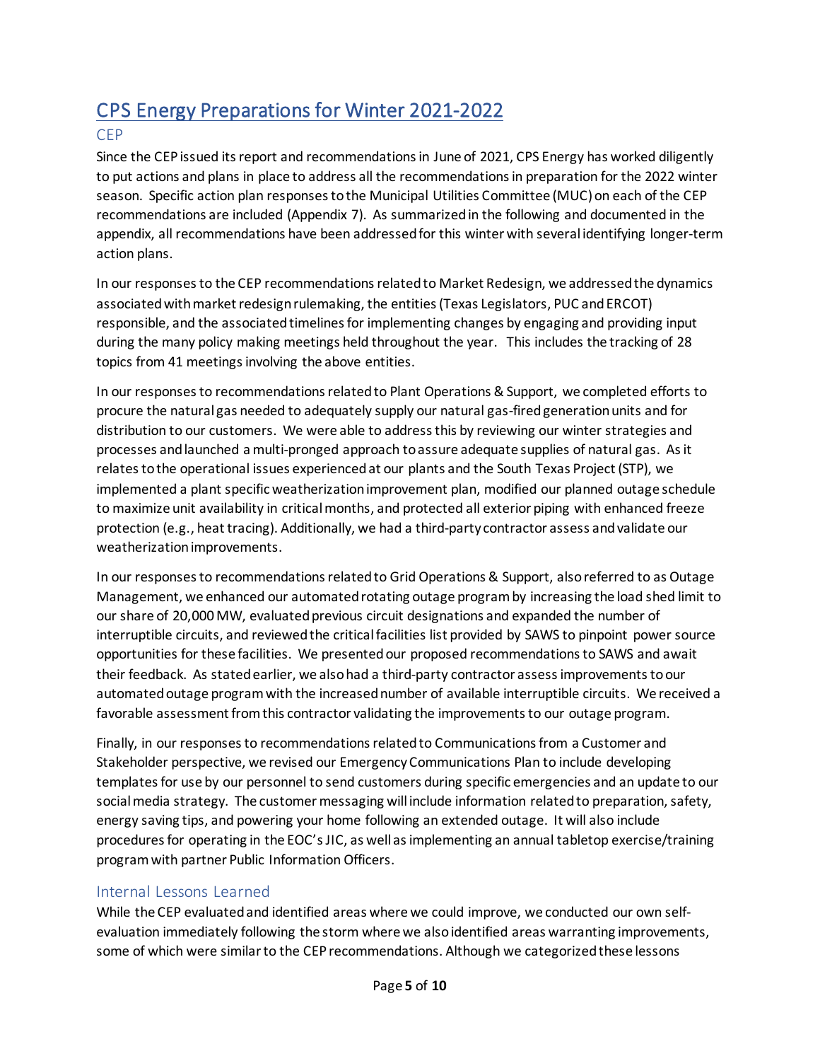## CPS Energy Preparations for Winter 2021-2022

### CEP

Since the CEP issued its report and recommendations in June of 2021, CPS Energy has worked diligently to put actions and plans in place to address all the recommendations in preparation for the 2022 winter season. Specific action plan responses to the Municipal Utilities Committee (MUC) on each of the CEP recommendations are included (Appendix 7). As summarized in the following and documented in the appendix, all recommendations have been addressed for this winter with several identifying longer-term action plans.

In our responses to the CEP recommendations related to Market Redesign, we addressed the dynamics associated with market redesign rulemaking, the entities (Texas Legislators, PUC and ERCOT) responsible, and the associated timelines for implementing changes by engaging and providing input during the many policy making meetings held throughout the year. This includes the tracking of 28 topics from 41 meetings involving the above entities.

In our responses to recommendations related to Plant Operations & Support, we completed efforts to procure the natural gas needed to adequately supply our natural gas-fired generation units and for distribution to our customers. We were able to address this by reviewing our winter strategies and processes and launched a multi-pronged approach to assure adequate supplies of natural gas. As it relates to the operational issues experienced at our plants and the South Texas Project (STP), we implemented a plant specific weatherization improvement plan, modified our planned outage schedule to maximize unit availability in critical months, and protected all exterior piping with enhanced freeze protection (e.g., heat tracing). Additionally, we had a third-party contractor assess and validate our weatherization improvements.

In our responses to recommendations related to Grid Operations & Support, also referred to as Outage Management, we enhanced our automated rotating outage program by increasing the load shed limit to our share of 20,000 MW, evaluated previous circuit designations and expanded the number of interruptible circuits, and reviewed the critical facilities list provided by SAWS to pinpoint power source opportunities for these facilities. We presented our proposed recommendations to SAWS and await their feedback. As stated earlier, we also had a third-party contractor assess improvements to our automated outage program with the increased number of available interruptible circuits. We received a favorable assessment from this contractor validating the improvements to our outage program.

Finally, in our responses to recommendations related to Communications from a Customer and Stakeholder perspective, we revised our Emergency Communications Plan to include developing templates for use by our personnel to send customers during specific emergencies and an update to our social media strategy. The customer messaging will include information related to preparation, safety, energy saving tips, and powering your home following an extended outage. It will also include procedures for operating in the EOC's JIC, as well as implementing an annual tabletop exercise/training program with partner Public Information Officers.

### Internal Lessons Learned

While the CEP evaluated and identified areas where we could improve, we conducted our own self-evaluation immediately following the storm where we also identified areas warranting improvements, some of which were similar to the CEP recommendations. Although we categorized these lessons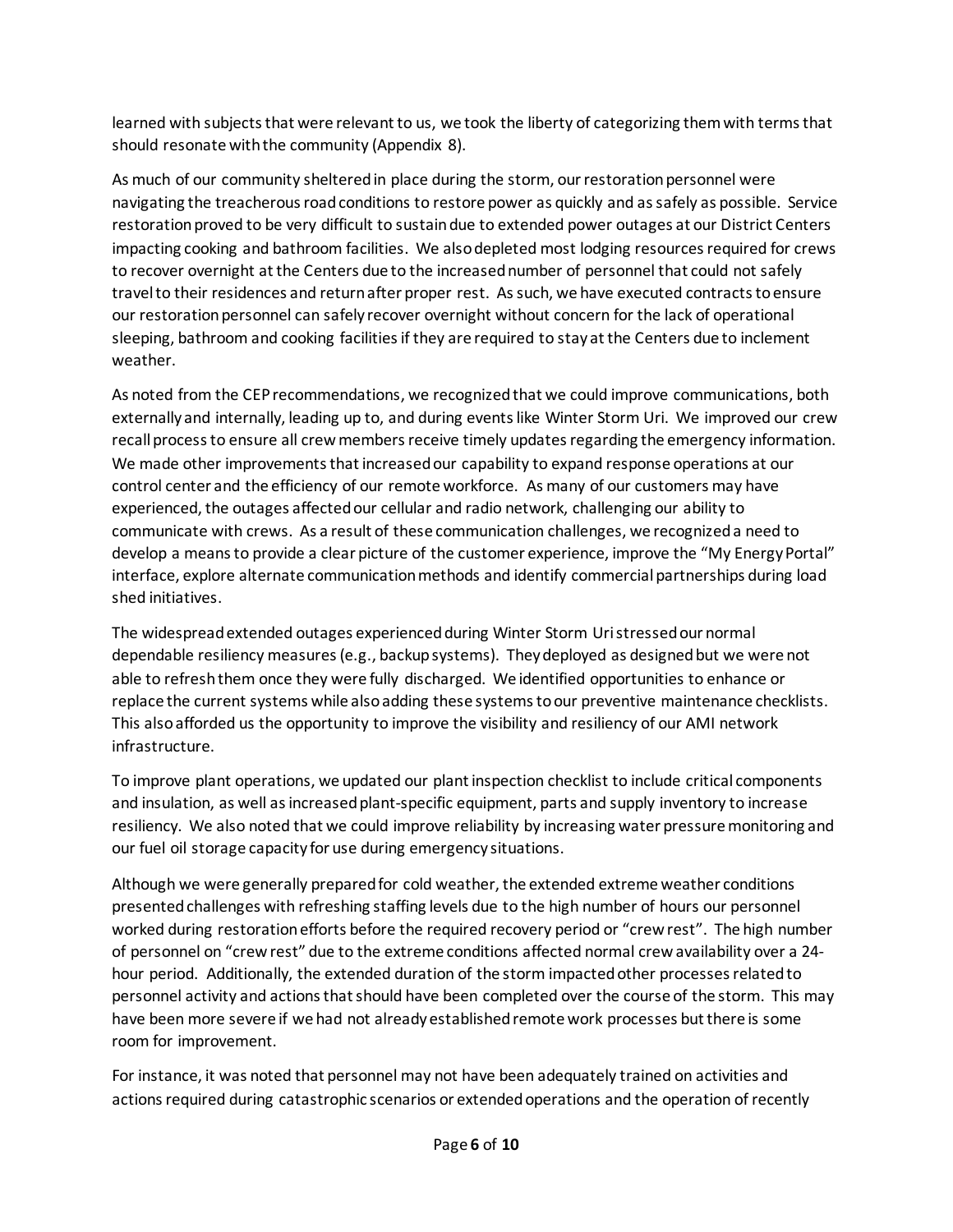learned with subjects that were relevant to us, we took the liberty of categorizing them with terms that should resonate with the community (Appendix 8).

As much of our community sheltered in place during the storm, our restoration personnel were navigating the treacherous road conditions to restore power as quickly and as safely as possible. Service restoration proved to be very difficult to sustain due to extended power outages at our District Centers impacting cooking and bathroom facilities. We also depleted most lodging resources required for crews to recover overnight at the Centers due to the increased number of personnel that could not safely travel to their residences and return after proper rest. As such, we have executed contracts to ensure our restoration personnel can safely recover overnight without concern for the lack of operational sleeping, bathroom and cooking facilities if they are required to stay at the Centers due to inclement weather.

As noted from the CEP recommendations, we recognized that we could improve communications, both externally and internally, leading up to, and during events like Winter Storm Uri. We improved our crew recall process to ensure all crew members receive timely updates regarding the emergency information. We made other improvements that increased our capability to expand response operations at our control center and the efficiency of our remote workforce. As many of our customers may have experienced, the outages affected our cellular and radio network, challenging our ability to communicate with crews. As a result of these communication challenges, we recognized a need to develop a means to provide a clear picture of the customer experience, improve the "My Energy Portal" interface, explore alternate communication methods and identify commercial partnerships during load shed initiatives.

The widespread extended outages experienced during Winter Storm Uri stressed our normal dependable resiliency measures (e.g., backup systems). They deployed as designed but we were not able to refresh them once they were fully discharged. We identified opportunities to enhance or replace the current systems while also adding these systems to our preventive maintenance checklists. This also afforded us the opportunity to improve the visibility and resiliency of our AMI network infrastructure.

To improve plant operations, we updated our plant inspection checklist to include critical components and insulation, as well as increased plant-specific equipment, parts and supply inventory to increase resiliency. We also noted that we could improve reliability by increasing water pressure monitoring and our fuel oil storage capacity for use during emergency situations.

Although we were generally prepared for cold weather, the extended extreme weather conditions presented challenges with refreshing staffing levels due to the high number of hours our personnel worked during restoration efforts before the required recovery period or "crew rest". The high number of personnel on "crew rest" due to the extreme conditions affected normal crew availability over a 24-hour period. Additionally, the extended duration of the storm impacted other processes related to personnel activity and actions that should have been completed over the course of the storm. This may have been more severe if we had not already established remote work processes but there is some room for improvement.

For instance, it was noted that personnel may not have been adequately trained on activities and actions required during catastrophic scenarios or extended operations and the operation of recently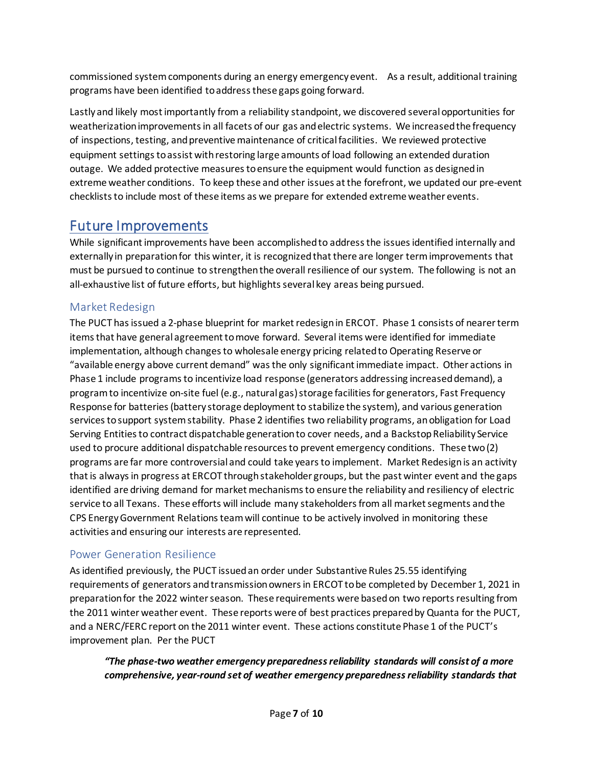commissioned system components during an energy emergency event. As a result, additional training programs have been identified to address these gaps going forward.

Lastly and likely most importantly from a reliability standpoint, we discovered several opportunities for weatherization improvements in all facets of our gas and electric systems. We increased the frequency of inspections, testing, and preventive maintenance of critical facilities. We reviewed protective equipment settings to assist with restoring large amounts of load following an extended duration outage. We added protective measures to ensure the equipment would function as designed in extreme weather conditions. To keep these and other issues at the forefront, we updated our pre-event checklists to include most of these items as we prepare for extended extreme weather events.

## Future Improvements

While significant improvements have been accomplished to address the issues identified internally and externally in preparation for this winter, it is recognized that there are longer term improvements that must be pursued to continue to strengthen the overall resilience of our system. The following is not an all-exhaustive list of future efforts, but highlights several key areas being pursued.

### Market Redesign

The PUCT has issued a 2-phase blueprint for market redesign in ERCOT. Phase 1 consists of nearer term items that have general agreement to move forward. Several items were identified for immediate implementation, although changes to wholesale energy pricing related to Operating Reserve or "available energy above current demand" was the only significant immediate impact. Other actions in Phase 1 include programs to incentivize load response (generators addressing increased demand), a program to incentivize on-site fuel (e.g., natural gas) storage facilities for generators, Fast Frequency Response for batteries (battery storage deployment to stabilize the system), and various generation services to support system stability. Phase 2 identifies two reliability programs, an obligation for Load Serving Entities to contract dispatchable generation to cover needs, and a Backstop Reliability Service used to procure additional dispatchable resources to prevent emergency conditions. These two (2) programs are far more controversial and could take years to implement. Market Redesign is an activity that is always in progress at ERCOT through stakeholder groups, but the past winter event and the gaps identified are driving demand for market mechanisms to ensure the reliability and resiliency of electric service to all Texans. These efforts will include many stakeholders from all market segments and the CPS Energy Government Relations team will continue to be actively involved in monitoring these activities and ensuring our interests are represented.

### Power Generation Resilience

As identified previously, the PUCT issued an order under Substantive Rules 25.55 identifying requirements of generators and transmission owners in ERCOT to be completed by December 1, 2021 in preparation for the 2022 winter season. These requirements were based on two reports resulting from the 2011 winter weather event. These reports were of best practices prepared by Quanta for the PUCT, and a NERC/FERC report on the 2011 winter event. These actions constitute Phase 1 of the PUCT's improvement plan. Per the PUCT

> ***"The phase-two weather emergency preparedness reliability standards will consist of a more comprehensive, year-round set of weather emergency preparedness reliability standards that***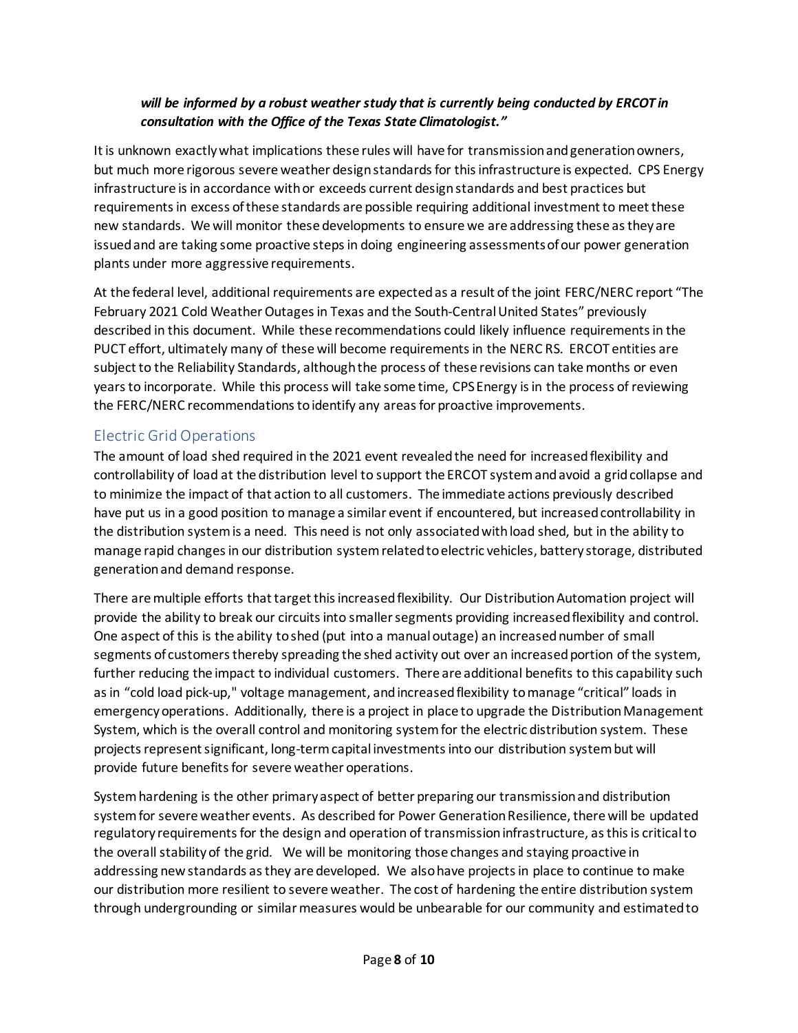***will be informed by a robust weather study that is currently being conducted by ERCOT in consultation with the Office of the Texas State Climatologist."***

It is unknown exactly what implications these rules will have for transmission and generation owners, but much more rigorous severe weather design standards for this infrastructure is expected. CPS Energy infrastructure is in accordance with or exceeds current design standards and best practices but requirements in excess of these standards are possible requiring additional investment to meet these new standards. We will monitor these developments to ensure we are addressing these as they are issued and are taking some proactive steps in doing engineering assessments of our power generation plants under more aggressive requirements.

At the federal level, additional requirements are expected as a result of the joint FERC/NERC report "The February 2021 Cold Weather Outages in Texas and the South-Central United States" previously described in this document. While these recommendations could likely influence requirements in the PUCT effort, ultimately many of these will become requirements in the NERC RS. ERCOT entities are subject to the Reliability Standards, although the process of these revisions can take months or even years to incorporate. While this process will take some time, CPS Energy is in the process of reviewing the FERC/NERC recommendations to identify any areas for proactive improvements.

## Electric Grid Operations

The amount of load shed required in the 2021 event revealed the need for increased flexibility and controllability of load at the distribution level to support the ERCOT system and avoid a grid collapse and to minimize the impact of that action to all customers. The immediate actions previously described have put us in a good position to manage a similar event if encountered, but increased controllability in the distribution system is a need. This need is not only associated with load shed, but in the ability to manage rapid changes in our distribution system related to electric vehicles, battery storage, distributed generation and demand response.

There are multiple efforts that target this increased flexibility. Our Distribution Automation project will provide the ability to break our circuits into smaller segments providing increased flexibility and control. One aspect of this is the ability to shed (put into a manual outage) an increased number of small segments of customers thereby spreading the shed activity out over an increased portion of the system, further reducing the impact to individual customers. There are additional benefits to this capability such as in "cold load pick-up," voltage management, and increased flexibility to manage "critical" loads in emergency operations. Additionally, there is a project in place to upgrade the Distribution Management System, which is the overall control and monitoring system for the electric distribution system. These projects represent significant, long-term capital investments into our distribution system but will provide future benefits for severe weather operations.

System hardening is the other primary aspect of better preparing our transmission and distribution system for severe weather events. As described for Power Generation Resilience, there will be updated regulatory requirements for the design and operation of transmission infrastructure, as this is critical to the overall stability of the grid. We will be monitoring those changes and staying proactive in addressing new standards as they are developed. We also have projects in place to continue to make our distribution more resilient to severe weather. The cost of hardening the entire distribution system through undergrounding or similar measures would be unbearable for our community and estimated to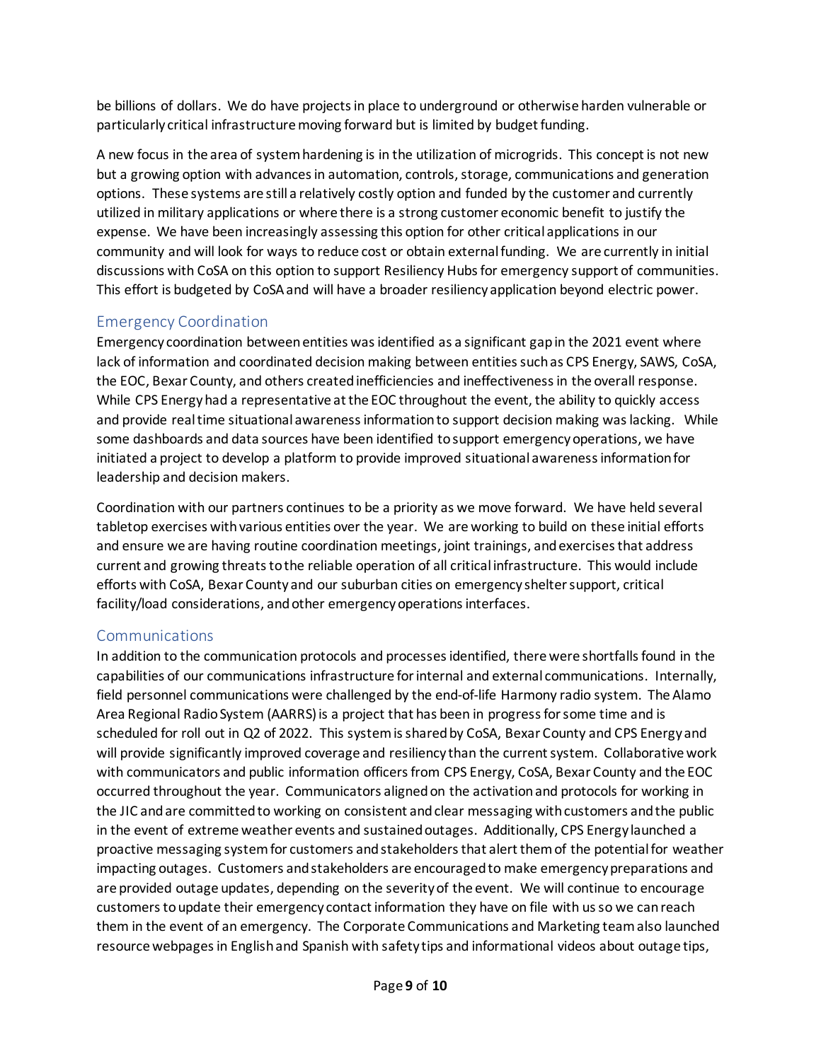be billions of dollars. We do have projects in place to underground or otherwise harden vulnerable or particularly critical infrastructure moving forward but is limited by budget funding.

A new focus in the area of system hardening is in the utilization of microgrids. This concept is not new but a growing option with advances in automation, controls, storage, communications and generation options. These systems are still a relatively costly option and funded by the customer and currently utilized in military applications or where there is a strong customer economic benefit to justify the expense. We have been increasingly assessing this option for other critical applications in our community and will look for ways to reduce cost or obtain external funding. We are currently in initial discussions with CoSA on this option to support Resiliency Hubs for emergency support of communities. This effort is budgeted by CoSA and will have a broader resiliency application beyond electric power.

## Emergency Coordination

Emergency coordination between entities was identified as a significant gap in the 2021 event where lack of information and coordinated decision making between entities such as CPS Energy, SAWS, CoSA, the EOC, Bexar County, and others created inefficiencies and ineffectiveness in the overall response. While CPS Energy had a representative at the EOC throughout the event, the ability to quickly access and provide real time situational awareness information to support decision making was lacking. While some dashboards and data sources have been identified to support emergency operations, we have initiated a project to develop a platform to provide improved situational awareness information for leadership and decision makers.

Coordination with our partners continues to be a priority as we move forward. We have held several tabletop exercises with various entities over the year. We are working to build on these initial efforts and ensure we are having routine coordination meetings, joint trainings, and exercises that address current and growing threats to the reliable operation of all critical infrastructure. This would include efforts with CoSA, Bexar County and our suburban cities on emergency shelter support, critical facility/load considerations, and other emergency operations interfaces.

## Communications

In addition to the communication protocols and processes identified, there were shortfalls found in the capabilities of our communications infrastructure for internal and external communications. Internally, field personnel communications were challenged by the end-of-life Harmony radio system. The Alamo Area Regional Radio System (AARRS) is a project that has been in progress for some time and is scheduled for roll out in Q2 of 2022. This system is shared by CoSA, Bexar County and CPS Energy and will provide significantly improved coverage and resiliency than the current system. Collaborative work with communicators and public information officers from CPS Energy, CoSA, Bexar County and the EOC occurred throughout the year. Communicators aligned on the activation and protocols for working in the JIC and are committed to working on consistent and clear messaging with customers and the public in the event of extreme weather events and sustained outages. Additionally, CPS Energy launched a proactive messaging system for customers and stakeholders that alert them of the potential for weather impacting outages. Customers and stakeholders are encouraged to make emergency preparations and are provided outage updates, depending on the severity of the event. We will continue to encourage customers to update their emergency contact information they have on file with us so we can reach them in the event of an emergency. The Corporate Communications and Marketing team also launched resource webpages in English and Spanish with safety tips and informational videos about outage tips,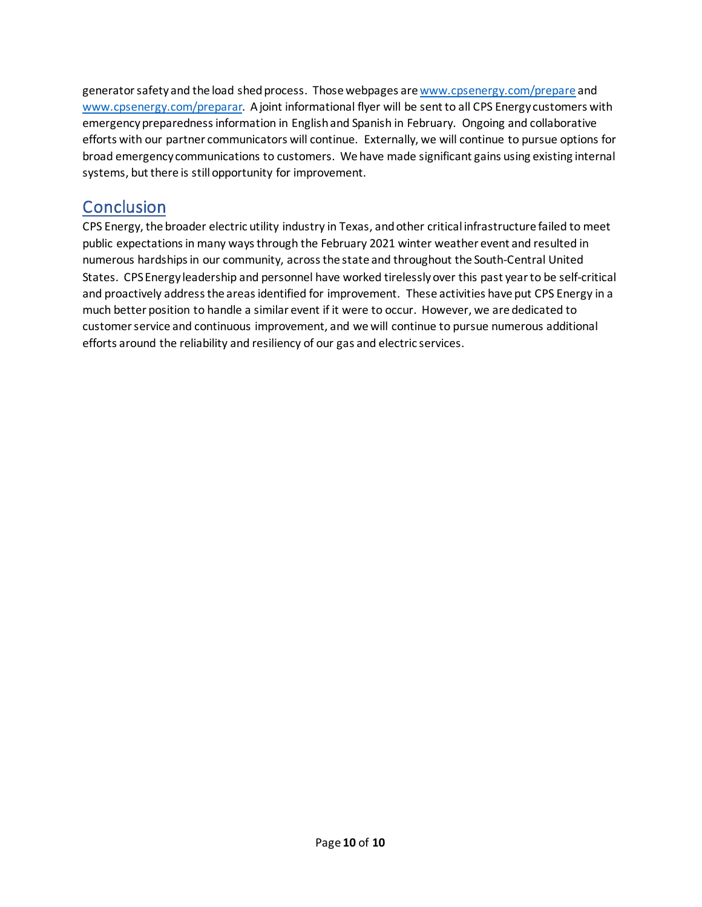generator safety and the load shed process. Those webpages are [www.cpsenergy.com/prepare](http://www.cpsenergy.com/prepare) and [www.cpsenergy.com/preparar](http://www.cpsenergy.com/preparar). A joint informational flyer will be sent to all CPS Energy customers with emergency preparedness information in English and Spanish in February. Ongoing and collaborative efforts with our partner communicators will continue. Externally, we will continue to pursue options for broad emergency communications to customers. We have made significant gains using existing internal systems, but there is still opportunity for improvement.

## Conclusion

CPS Energy, the broader electric utility industry in Texas, and other critical infrastructure failed to meet public expectations in many ways through the February 2021 winter weather event and resulted in numerous hardships in our community, across the state and throughout the South-Central United States. CPS Energy leadership and personnel have worked tirelessly over this past year to be self-critical and proactively address the areas identified for improvement. These activities have put CPS Energy in a much better position to handle a similar event if it were to occur. However, we are dedicated to customer service and continuous improvement, and we will continue to pursue numerous additional efforts around the reliability and resiliency of our gas and electric services.